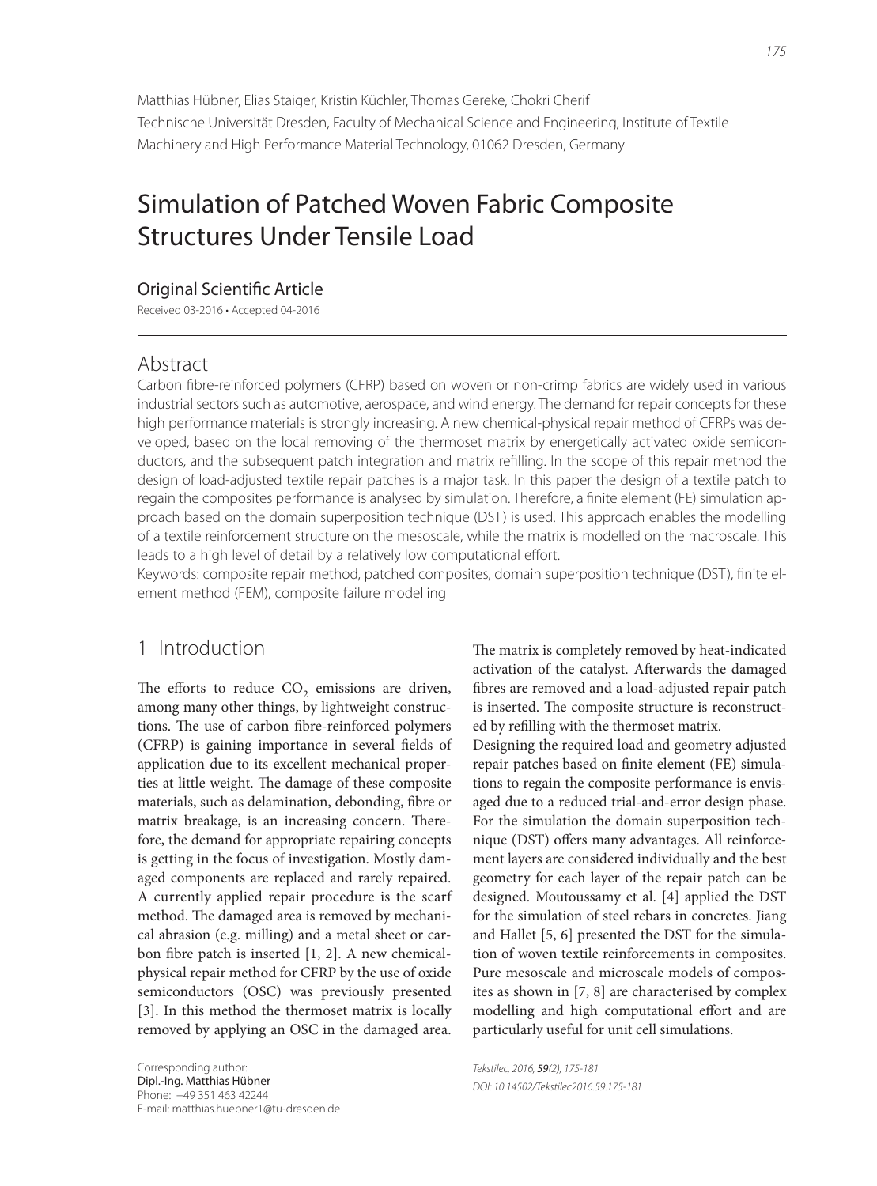Matthias Hübner, Elias Staiger, Kristin Küchler, Thomas Gereke, Chokri Cherif
Technische Universität Dresden, Faculty of Mechanical Science and Engineering, Institute of Textile Machinery and High Performance Material Technology, 01062 Dresden, Germany

# Simulation of Patched Woven Fabric Composite Structures Under Tensile Load

## Original Scientific Article

Received 03-2016 • Accepted 04-2016

## Abstract

Carbon fibre-reinforced polymers (CFRP) based on woven or non-crimp fabrics are widely used in various industrial sectors such as automotive, aerospace, and wind energy. The demand for repair concepts for these high performance materials is strongly increasing. A new chemical-physical repair method of CFRPs was developed, based on the local removing of the thermoset matrix by energetically activated oxide semiconductors, and the subsequent patch integration and matrix refilling. In the scope of this repair method the design of load-adjusted textile repair patches is a major task. In this paper the design of a textile patch to regain the composites performance is analysed by simulation. Therefore, a finite element (FE) simulation approach based on the domain superposition technique (DST) is used. This approach enables the modelling of a textile reinforcement structure on the mesoscale, while the matrix is modelled on the macroscale. This leads to a high level of detail by a relatively low computational effort.

Keywords: composite repair method, patched composites, domain superposition technique (DST), finite element method (FEM), composite failure modelling

## 1 Introduction

The efforts to reduce $CO_2$ emissions are driven, among many other things, by lightweight constructions. The use of carbon fibre-reinforced polymers (CFRP) is gaining importance in several fields of application due to its excellent mechanical properties at little weight. The damage of these composite materials, such as delamination, debonding, fibre or matrix breakage, is an increasing concern. Therefore, the demand for appropriate repairing concepts is getting in the focus of investigation. Mostly damaged components are replaced and rarely repaired. A currently applied repair procedure is the scarf method. The damaged area is removed by mechanical abrasion (e.g. milling) and a metal sheet or carbon fibre patch is inserted [1, 2]. A new chemical-physical repair method for CFRP by the use of oxide semiconductors (OSC) was previously presented [3]. In this method the thermoset matrix is locally removed by applying an OSC in the damaged area. The matrix is completely removed by heat-indicated activation of the catalyst. Afterwards the damaged fibres are removed and a load-adjusted repair patch is inserted. The composite structure is reconstructed by refilling with the thermoset matrix.

Designing the required load and geometry adjusted repair patches based on finite element (FE) simulations to regain the composite performance is envisaged due to a reduced trial-and-error design phase. For the simulation the domain superposition technique (DST) offers many advantages. All reinforcement layers are considered individually and the best geometry for each layer of the repair patch can be designed. Moutoussamy et al. [4] applied the DST for the simulation of steel rebars in concretes. Jiang and Hallet [5, 6] presented the DST for the simulation of woven textile reinforcements in composites. Pure mesoscale and microscale models of composites as shown in [7, 8] are characterised by complex modelling and high computational effort and are particularly useful for unit cell simulations.

Corresponding author:
Dipl.-Ing. Matthias Hübner
Phone: +49 351 463 42244
E-mail: matthias.huebner1@tu-dresden.de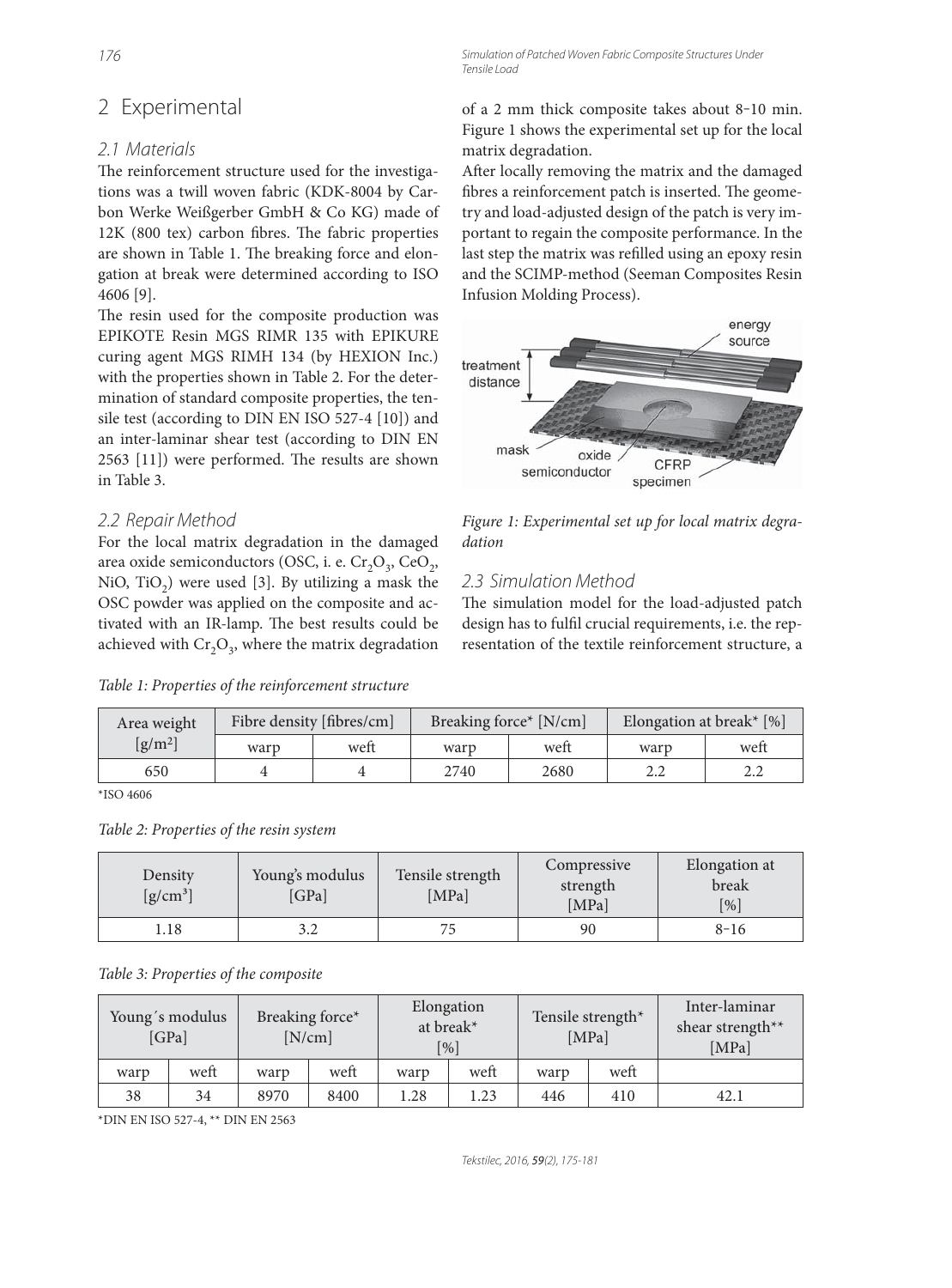## 2 Experimental

### 2.1 Materials

The reinforcement structure used for the investigations was a twill woven fabric (KDK-8004 by Carbon Werke Weißgerber GmbH & Co KG) made of 12K (800 tex) carbon fibres. The fabric properties are shown in Table 1. The breaking force and elongation at break were determined according to ISO 4606 [9].

The resin used for the composite production was EPIKOTE Resin MGS RIMR 135 with EPIKURE curing agent MGS RIMH 134 (by HEXION Inc.) with the properties shown in Table 2. For the determination of standard composite properties, the tensile test (according to DIN EN ISO 527-4 [10]) and an inter-laminar shear test (according to DIN EN 2563 [11]) were performed. The results are shown in Table 3.

### 2.2 Repair Method

For the local matrix degradation in the damaged area oxide semiconductors (OSC, i. e. $Cr_2O_3$, $CeO_2$, NiO, $TiO_2$) were used [3]. By utilizing a mask the OSC powder was applied on the composite and activated with an IR-lamp. The best results could be achieved with $Cr_2O_3$, where the matrix degradation of a 2 mm thick composite takes about 8–10 min. Figure 1 shows the experimental set up for the local matrix degradation.

After locally removing the matrix and the damaged fibres a reinforcement patch is inserted. The geometry and load-adjusted design of the patch is very important to regain the composite performance. In the last step the matrix was refilled using an epoxy resin and the SCIMP-method (Seeman Composites Resin Infusion Molding Process).

*Figure 1: Experimental set up for local matrix degradation*

### 2.3 Simulation Method

The simulation model for the load-adjusted patch design has to fulfil crucial requirements, i.e. the representation of the textile reinforcement structure, a

*Table 1: Properties of the reinforcement structure*

| Area weight [g/m²] | Fibre density [fibres/cm] | | Breaking force* [N/cm] | | Elongation at break* [%] | |
|---|---|---|---|---|---|---|
| | warp | weft | warp | weft | warp | weft |
| 650 | 4 | 4 | 2740 | 2680 | 2.2 | 2.2 |

*ISO 4606

*Table 2: Properties of the resin system*

| Density [g/cm³] | Young's modulus [GPa] | Tensile strength [MPa] | Compressive strength [MPa] | Elongation at break [%] |
|---|---|---|---|---|
| 1.18 | 3.2 | 75 | 90 | 8–16 |

*Table 3: Properties of the composite*

| Young´s modulus [GPa] | | Breaking force* [N/cm] | | Elongation at break* [%] | | Tensile strength* [MPa] | | Inter-laminar shear strength** [MPa] |
|---|---|---|---|---|---|---|---|---|
| warp | weft | warp | weft | warp | weft | warp | weft | |
| 38 | 34 | 8970 | 8400 | 1.28 | 1.23 | 446 | 410 | 42.1 |

*DIN EN ISO 527-4, ** DIN EN 2563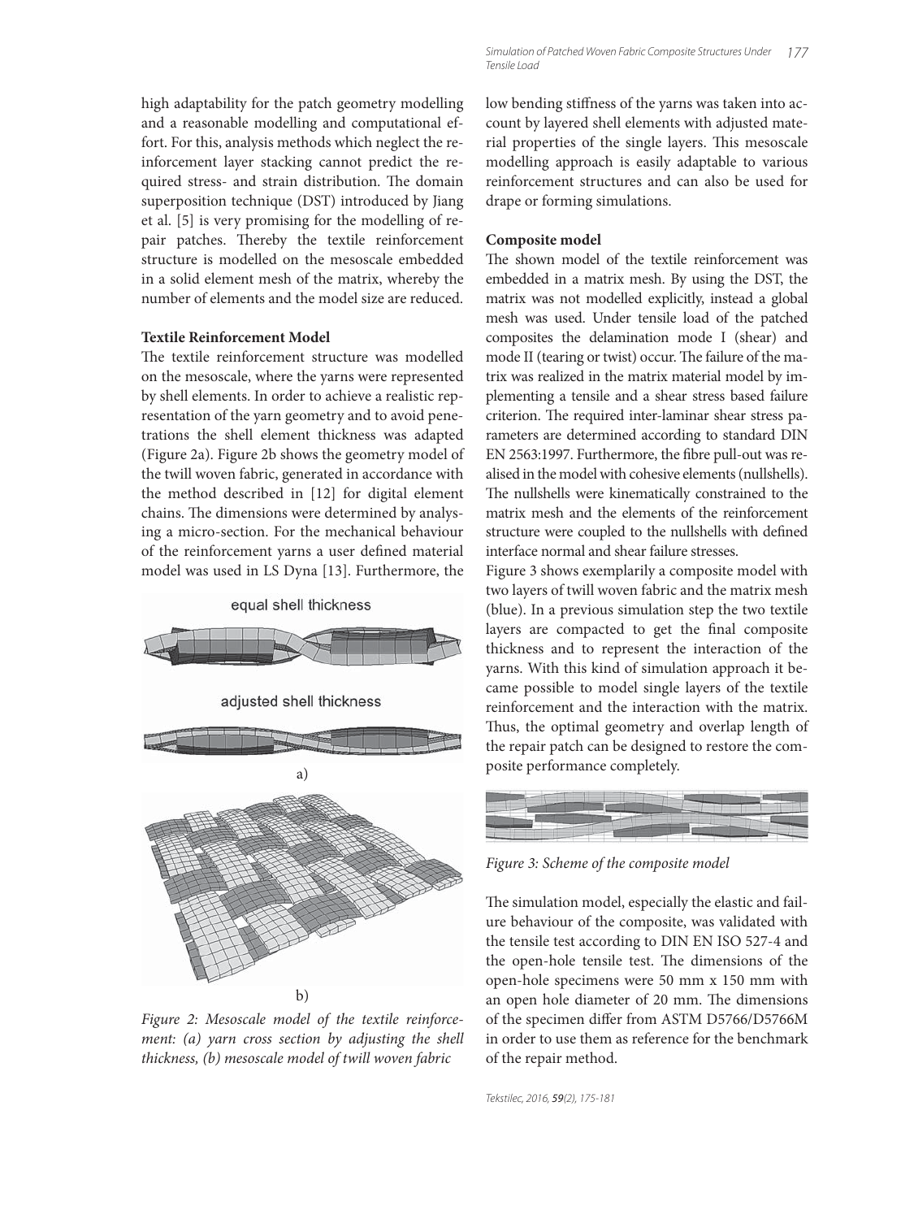high adaptability for the patch geometry modelling and a reasonable modelling and computational effort. For this, analysis methods which neglect the reinforcement layer stacking cannot predict the required stress- and strain distribution. The domain superposition technique (DST) introduced by Jiang et al. [5] is very promising for the modelling of repair patches. Thereby the textile reinforcement structure is modelled on the mesoscale embedded in a solid element mesh of the matrix, whereby the number of elements and the model size are reduced.

**Textile Reinforcement Model**

The textile reinforcement structure was modelled on the mesoscale, where the yarns were represented by shell elements. In order to achieve a realistic representation of the yarn geometry and to avoid penetrations the shell element thickness was adapted (Figure 2a). Figure 2b shows the geometry model of the twill woven fabric, generated in accordance with the method described in [12] for digital element chains. The dimensions were determined by analysing a micro-section. For the mechanical behaviour of the reinforcement yarns a user defined material model was used in LS Dyna [13]. Furthermore, the low bending stiffness of the yarns was taken into account by layered shell elements with adjusted material properties of the single layers. This mesoscale modelling approach is easily adaptable to various reinforcement structures and can also be used for drape or forming simulations.

equal shell thickness

adjusted shell thickness

a)

b)

*Figure 2: Mesoscale model of the textile reinforcement: (a) yarn cross section by adjusting the shell thickness, (b) mesoscale model of twill woven fabric*

**Composite model**

The shown model of the textile reinforcement was embedded in a matrix mesh. By using the DST, the matrix was not modelled explicitly, instead a global mesh was used. Under tensile load of the patched composites the delamination mode I (shear) and mode II (tearing or twist) occur. The failure of the matrix was realized in the matrix material model by implementing a tensile and a shear stress based failure criterion. The required inter-laminar shear stress parameters are determined according to standard DIN EN 2563:1997. Furthermore, the fibre pull-out was realised in the model with cohesive elements (nullshells). The nullshells were kinematically constrained to the matrix mesh and the elements of the reinforcement structure were coupled to the nullshells with defined interface normal and shear failure stresses.

Figure 3 shows exemplarily a composite model with two layers of twill woven fabric and the matrix mesh (blue). In a previous simulation step the two textile layers are compacted to get the final composite thickness and to represent the interaction of the yarns. With this kind of simulation approach it became possible to model single layers of the textile reinforcement and the interaction with the matrix. Thus, the optimal geometry and overlap length of the repair patch can be designed to restore the composite performance completely.

*Figure 3: Scheme of the composite model*

The simulation model, especially the elastic and failure behaviour of the composite, was validated with the tensile test according to DIN EN ISO 527-4 and the open-hole tensile test. The dimensions of the open-hole specimens were 50 mm x 150 mm with an open hole diameter of 20 mm. The dimensions of the specimen differ from ASTM D5766/D5766M in order to use them as reference for the benchmark of the repair method.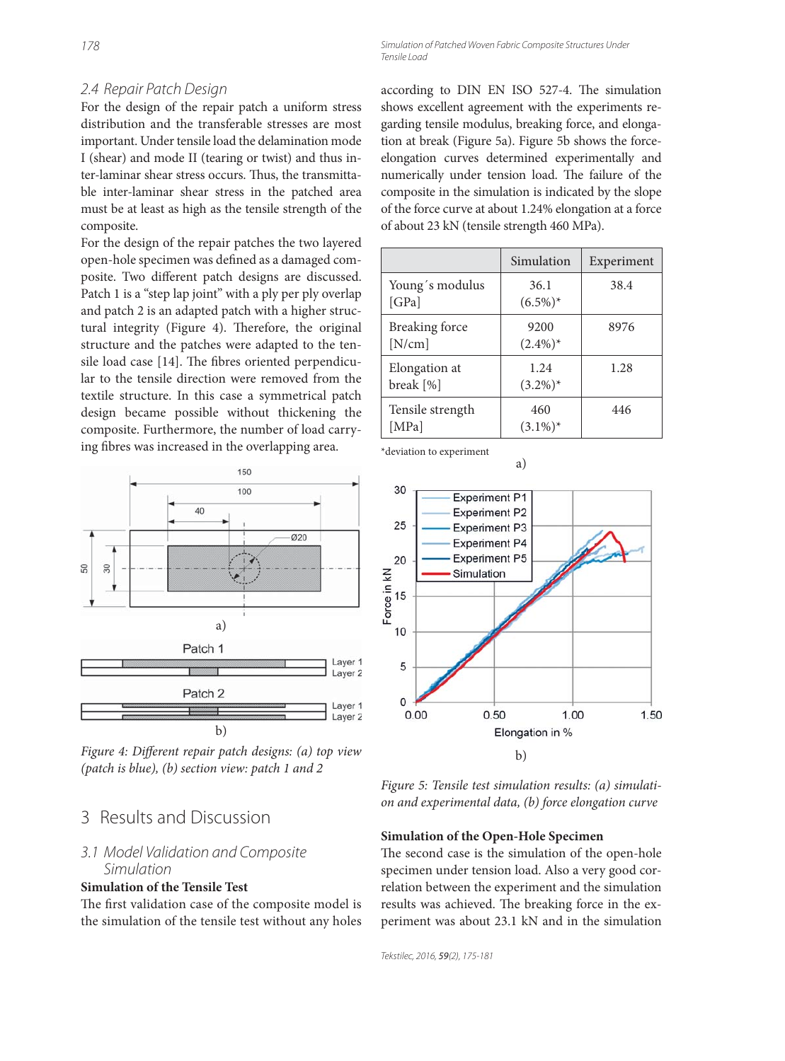### 2.4 Repair Patch Design

For the design of the repair patch a uniform stress distribution and the transferable stresses are most important. Under tensile load the delamination mode I (shear) and mode II (tearing or twist) and thus inter-laminar shear stress occurs. Thus, the transmittable inter-laminar shear stress in the patched area must be at least as high as the tensile strength of the composite.

For the design of the repair patches the two layered open-hole specimen was defined as a damaged composite. Two different patch designs are discussed. Patch 1 is a "step lap joint" with a ply per ply overlap and patch 2 is an adapted patch with a higher structural integrity (Figure 4). Therefore, the original structure and the patches were adapted to the tensile load case [14]. The fibres oriented perpendicular to the tensile direction were removed from the textile structure. In this case a symmetrical patch design became possible without thickening the composite. Furthermore, the number of load carrying fibres was increased in the overlapping area.

*Figure 4: Different repair patch designs: (a) top view (patch is blue), (b) section view: patch 1 and 2*

## 3 Results and Discussion

### 3.1 Model Validation and Composite Simulation

**Simulation of the Tensile Test**

The first validation case of the composite model is the simulation of the tensile test without any holes according to DIN EN ISO 527-4. The simulation shows excellent agreement with the experiments regarding tensile modulus, breaking force, and elongation at break (Figure 5a). Figure 5b shows the force-elongation curves determined experimentally and numerically under tension load. The failure of the composite in the simulation is indicated by the slope of the force curve at about 1.24% elongation at a force of about 23 kN (tensile strength 460 MPa).

| | Simulation | Experiment |
|---|---|---|
| Young´s modulus [GPa] | 36.1 (6.5%)* | 38.4 |
| Breaking force [N/cm] | 9200 (2.4%)* | 8976 |
| Elongation at break [%] | 1.24 (3.2%)* | 1.28 |
| Tensile strength [MPa] | 460 (3.1%)* | 446 |

*deviation to experiment

a)

b)

*Figure 5: Tensile test simulation results: (a) simulation and experimental data, (b) force elongation curve*

**Simulation of the Open-Hole Specimen**

The second case is the simulation of the open-hole specimen under tension load. Also a very good correlation between the experiment and the simulation results was achieved. The breaking force in the experiment was about 23.1 kN and in the simulation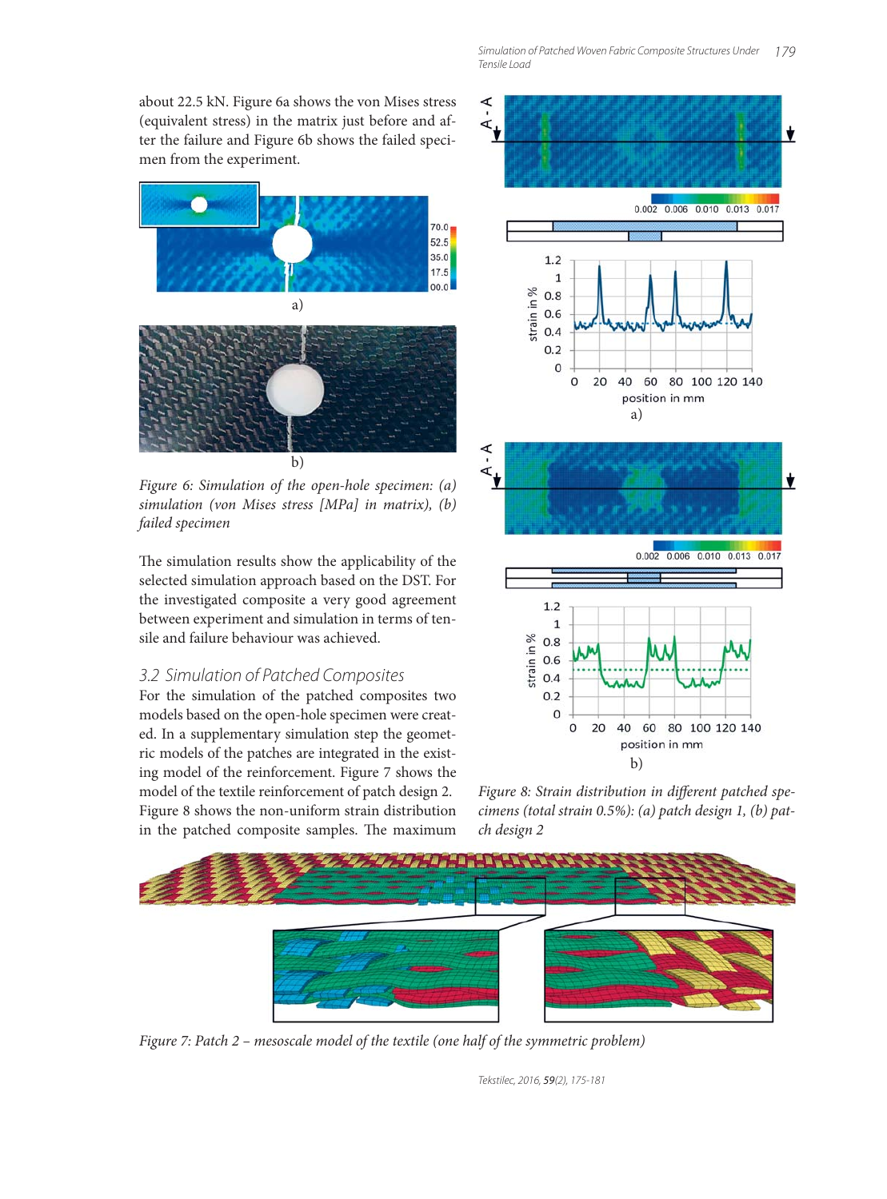about 22.5 kN. Figure 6a shows the von Mises stress (equivalent stress) in the matrix just before and after the failure and Figure 6b shows the failed specimen from the experiment.

Figure 6: Simulation of the open-hole specimen: (a) simulation (von Mises stress [MPa] in matrix), (b) failed specimen

The simulation results show the applicability of the selected simulation approach based on the DST. For the investigated composite a very good agreement between experiment and simulation in terms of tensile and failure behaviour was achieved.

### 3.2 Simulation of Patched Composites

For the simulation of the patched composites two models based on the open-hole specimen were created. In a supplementary simulation step the geometric models of the patches are integrated in the existing model of the reinforcement. Figure 7 shows the model of the textile reinforcement of patch design 2. Figure 8 shows the non-uniform strain distribution in the patched composite samples. The maximum

Figure 8: Strain distribution in different patched specimens (total strain 0.5%): (a) patch design 1, (b) patch design 2

Figure 7: Patch 2 – mesoscale model of the textile (one half of the symmetric problem)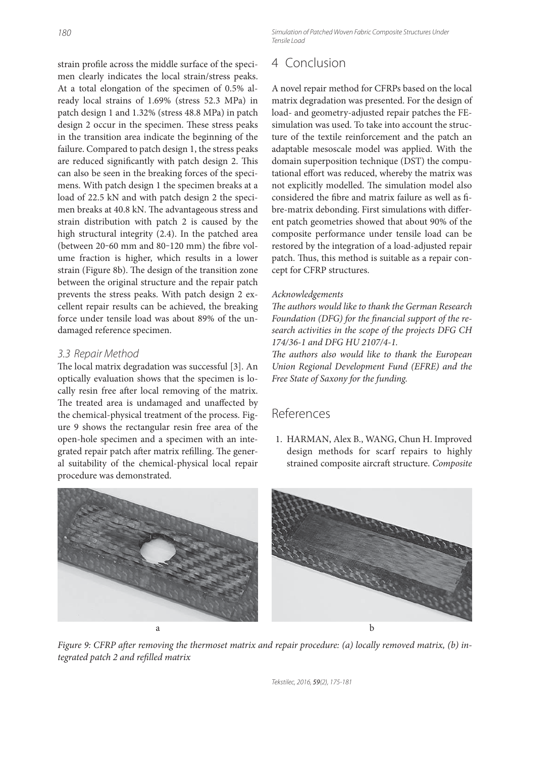strain profile across the middle surface of the specimen clearly indicates the local strain/stress peaks. At a total elongation of the specimen of 0.5% already local strains of 1.69% (stress 52.3 MPa) in patch design 1 and 1.32% (stress 48.8 MPa) in patch design 2 occur in the specimen. These stress peaks in the transition area indicate the beginning of the failure. Compared to patch design 1, the stress peaks are reduced significantly with patch design 2. This can also be seen in the breaking forces of the specimens. With patch design 1 the specimen breaks at a load of 22.5 kN and with patch design 2 the specimen breaks at 40.8 kN. The advantageous stress and strain distribution with patch 2 is caused by the high structural integrity (2.4). In the patched area (between 20–60 mm and 80–120 mm) the fibre volume fraction is higher, which results in a lower strain (Figure 8b). The design of the transition zone between the original structure and the repair patch prevents the stress peaks. With patch design 2 excellent repair results can be achieved, the breaking force under tensile load was about 89% of the undamaged reference specimen.

### *3.3 Repair Method*

The local matrix degradation was successful [3]. An optically evaluation shows that the specimen is locally resin free after local removing of the matrix. The treated area is undamaged and unaffected by the chemical-physical treatment of the process. Figure 9 shows the rectangular resin free area of the open-hole specimen and a specimen with an integrated repair patch after matrix refilling. The general suitability of the chemical-physical local repair procedure was demonstrated.

## 4 Conclusion

A novel repair method for CFRPs based on the local matrix degradation was presented. For the design of load- and geometry-adjusted repair patches the FE-simulation was used. To take into account the structure of the textile reinforcement and the patch an adaptable mesoscale model was applied. With the domain superposition technique (DST) the computational effort was reduced, whereby the matrix was not explicitly modelled. The simulation model also considered the fibre and matrix failure as well as fibre-matrix debonding. First simulations with different patch geometries showed that about 90% of the composite performance under tensile load can be restored by the integration of a load-adjusted repair patch. Thus, this method is suitable as a repair concept for CFRP structures.

*Acknowledgements*

*The authors would like to thank the German Research Foundation (DFG) for the financial support of the research activities in the scope of the projects DFG CH 174/36-1 and DFG HU 2107/4-1.*

*The authors also would like to thank the European Union Regional Development Fund (EFRE) and the Free State of Saxony for the funding.*

## References

1. HARMAN, Alex B., WANG, Chun H. Improved design methods for scarf repairs to highly strained composite aircraft structure. *Composite*

*Figure 9: CFRP after removing the thermoset matrix and repair procedure: (a) locally removed matrix, (b) integrated patch 2 and refilled matrix*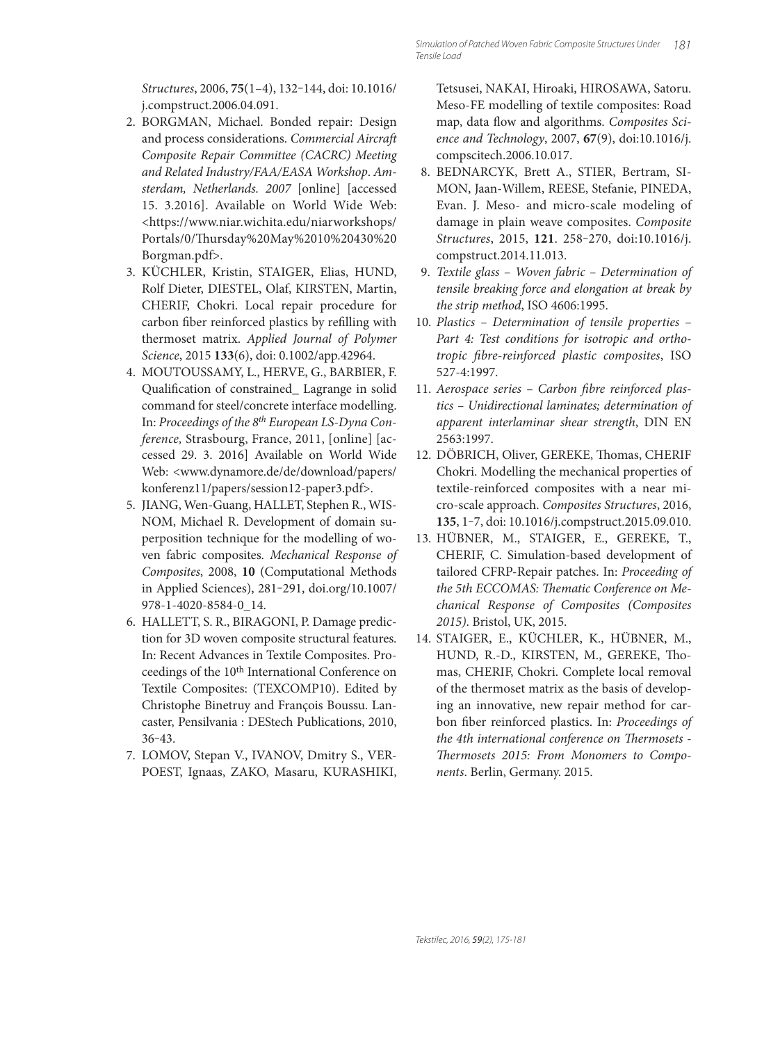*Structures*, 2006, **75**(1–4), 132–144, doi: 10.1016/j.compstruct.2006.04.091.

2. BORGMAN, Michael. Bonded repair: Design and process considerations. *Commercial Aircraft Composite Repair Committee (CACRC) Meeting and Related Industry/FAA/EASA Workshop*. *Amsterdam, Netherlands. 2007* [online] [accessed 15. 3.2016]. Available on World Wide Web: <https://www.niar.wichita.edu/niarworkshops/Portals/0/Thursday%20May%2010%20430%20Borgman.pdf>.
3. KÜCHLER, Kristin, STAIGER, Elias, HUND, Rolf Dieter, DIESTEL, Olaf, KIRSTEN, Martin, CHERIF, Chokri. Local repair procedure for carbon fiber reinforced plastics by refilling with thermoset matrix. *Applied Journal of Polymer Science*, 2015 **133**(6), doi: 0.1002/app.42964.
4. MOUTOUSSAMY, L., HERVE, G., BARBIER, F. Qualification of constrained_ Lagrange in solid command for steel/concrete interface modelling. In: *Proceedings of the 8th European LS-Dyna Conference,* Strasbourg, France, 2011, [online] [accessed 29. 3. 2016] Available on World Wide Web: <www.dynamore.de/de/download/papers/konferenz11/papers/session12-paper3.pdf>.
5. JIANG, Wen-Guang, HALLET, Stephen R., WISNOM, Michael R. Development of domain superposition technique for the modelling of woven fabric composites. *Mechanical Response of Composites*, 2008, **10** (Computational Methods in Applied Sciences), 281–291, doi.org/10.1007/978-1-4020-8584-0_14.
6. HALLETT, S. R., BIRAGONI, P. Damage prediction for 3D woven composite structural features. In: Recent Advances in Textile Composites. Proceedings of the 10th International Conference on Textile Composites: (TEXCOMP10). Edited by Christophe Binetruy and François Boussu. Lancaster, Pensilvania : DEStech Publications, 2010, 36–43.
7. LOMOV, Stepan V., IVANOV, Dmitry S., VERPOEST, Ignaas, ZAKO, Masaru, KURASHIKI, Tetsusei, NAKAI, Hiroaki, HIROSAWA, Satoru. Meso-FE modelling of textile composites: Road map, data flow and algorithms. *Composites Science and Technology*, 2007, **67**(9), doi:10.1016/j.compscitech.2006.10.017.
8. BEDNARCYK, Brett A., STIER, Bertram, SIMON, Jaan-Willem, REESE, Stefanie, PINEDA, Evan. J. Meso- and micro-scale modeling of damage in plain weave composites. *Composite Structures*, 2015, **121**. 258–270, doi:10.1016/j.compstruct.2014.11.013.
9. *Textile glass – Woven fabric – Determination of tensile breaking force and elongation at break by the strip method*, ISO 4606:1995.
10. *Plastics – Determination of tensile properties – Part 4: Test conditions for isotropic and orthotropic fibre-reinforced plastic composites*, ISO 527-4:1997.
11. *Aerospace series – Carbon fibre reinforced plastics – Unidirectional laminates; determination of apparent interlaminar shear strength*, DIN EN 2563:1997.
12. DÖBRICH, Oliver, GEREKE, Thomas, CHERIF Chokri. Modelling the mechanical properties of textile-reinforced composites with a near micro-scale approach. *Composites Structures*, 2016, **135**, 1–7, doi: 10.1016/j.compstruct.2015.09.010.
13. HÜBNER, M., STAIGER, E., GEREKE, T., CHERIF, C. Simulation-based development of tailored CFRP-Repair patches. In: *Proceeding of the 5th ECCOMAS: Thematic Conference on Mechanical Response of Composites (Composites 2015)*. Bristol, UK, 2015.
14. STAIGER, E., KÜCHLER, K., HÜBNER, M., HUND, R.-D., KIRSTEN, M., GEREKE, Thomas, CHERIF, Chokri. Complete local removal of the thermoset matrix as the basis of developing an innovative, new repair method for carbon fiber reinforced plastics. In: *Proceedings of the 4th international conference on Thermosets - Thermosets 2015: From Monomers to Components*. Berlin, Germany. 2015.